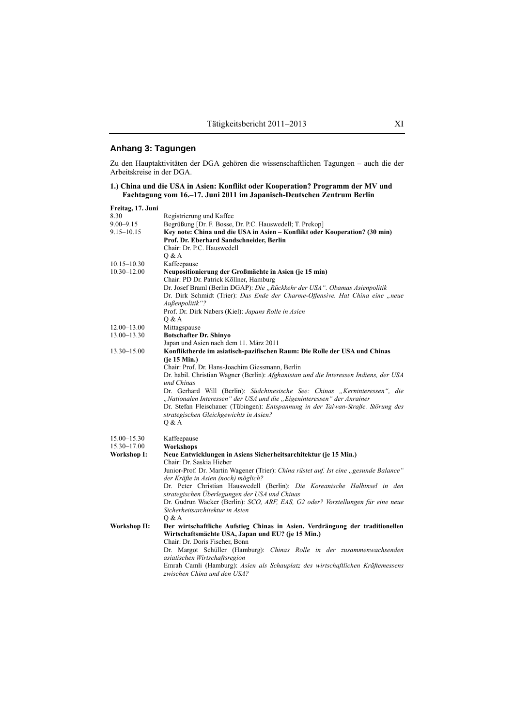## Anhang 3: Tagungen

Zu den Hauptaktivitäten der DGA gehören die wissenschaftlichen Tagungen – auch die der Arbeitskreise in der DGA.

**1.) China und die USA in Asien: Konflikt oder Kooperation? Programm der MV und Fachtagung vom 16.–17. Juni 2011 im Japanisch-Deutschen Zentrum Berlin**

**Freitag, 17. Juni**

| | |
|---|---|
| 8.30 | Registrierung und Kaffee |
| 9.00–9.15 | Begrüßung [Dr. F. Bosse, Dr. P.C. Hauswedell; T. Prekop] |
| 9.15–10.15 | **Key note: China und die USA in Asien – Konflikt oder Kooperation? (30 min)**<br>**Prof. Dr. Eberhard Sandschneider, Berlin**<br>Chair: Dr. P.C. Hauswedell<br>Q & A |
| 10.15–10.30 | Kaffeepause |
| 10.30–12.00 | **Neupositionierung der Großmächte in Asien (je 15 min)**<br>Chair: PD Dr. Patrick Köllner, Hamburg<br>Dr. Josef Braml (Berlin DGAP): *Die „Rückkehr der USA". Obamas Asienpolitik*<br>Dr. Dirk Schmidt (Trier): *Das Ende der Charme-Offensive. Hat China eine „neue Außenpolitik"?*<br>Prof. Dr. Dirk Nabers (Kiel): *Japans Rolle in Asien*<br>Q & A |
| 12.00–13.00 | Mittagspause |
| 13.00–13.30 | **Botschafter Dr. Shinyo**<br>Japan und Asien nach dem 11. März 2011 |
| 13.30–15.00 | **Konfliktherde im asiatisch-pazifischen Raum: Die Rolle der USA und Chinas (je 15 Min.)**<br>Chair: Prof. Dr. Hans-Joachim Giessmann, Berlin<br>Dr. habil. Christian Wagner (Berlin): *Afghanistan und die Interessen Indiens, der USA und Chinas*<br>Dr. Gerhard Will (Berlin): *Südchinesische See: Chinas „Kerninteressen", die „Nationalen Interessen" der USA und die „Eigeninteressen" der Anrainer*<br>Dr. Stefan Fleischauer (Tübingen): *Entspannung in der Taiwan-Straße. Störung des strategischen Gleichgewichts in Asien?*<br>Q & A |
| 15.00–15.30 | Kaffeepause |
| 15.30–17.00 | **Workshops** |
| **Workshop I:** | **Neue Entwicklungen in Asiens Sicherheitsarchitektur (je 15 Min.)**<br>Chair: Dr. Saskia Hieber<br>Junior-Prof. Dr. Martin Wagener (Trier): *China rüstet auf. Ist eine „gesunde Balance" der Kräfte in Asien (noch) möglich?*<br>Dr. Peter Christian Hauswedell (Berlin): *Die Koreanische Halbinsel in den strategischen Überlegungen der USA und Chinas*<br>Dr. Gudrun Wacker (Berlin): *SCO, ARF, EAS, G2 oder? Vorstellungen für eine neue Sicherheitsarchitektur in Asien*<br>Q & A |
| **Workshop II:** | **Der wirtschaftliche Aufstieg Chinas in Asien. Verdrängung der traditionellen Wirtschaftsmächte USA, Japan und EU? (je 15 Min.)**<br>Chair: Dr. Doris Fischer, Bonn<br>Dr. Margot Schüller (Hamburg): *Chinas Rolle in der zusammenwachsenden asiatischen Wirtschaftsregion*<br>Emrah Camli (Hamburg): *Asien als Schauplatz des wirtschaftlichen Kräftemessens zwischen China und den USA?* |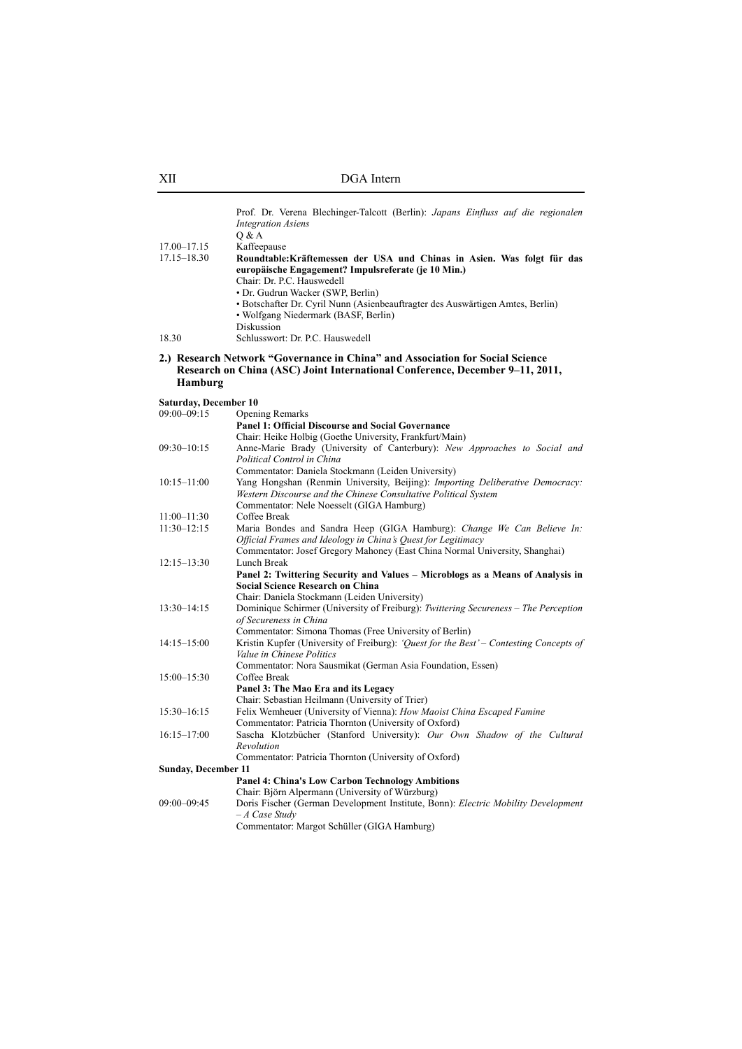| | |
|---|---|
| | Prof. Dr. Verena Blechinger-Talcott (Berlin): *Japans Einfluss auf die regionalen Integration Asiens* |
| | Q & A |
| 17.00–17.15 | Kaffeepause |
| 17.15–18.30 | **Roundtable:Kräftemessen der USA und Chinas in Asien. Was folgt für das europäische Engagement? Impulsreferate (je 10 Min.)** |
| | Chair: Dr. P.C. Hauswedell |
| | • Dr. Gudrun Wacker (SWP, Berlin) |
| | • Botschafter Dr. Cyril Nunn (Asienbeauftragter des Auswärtigen Amtes, Berlin) |
| | • Wolfgang Niedermark (BASF, Berlin) |
| | Diskussion |
| 18.30 | Schlusswort: Dr. P.C. Hauswedell |

**2.) Research Network "Governance in China" and Association for Social Science Research on China (ASC) Joint International Conference, December 9–11, 2011, Hamburg**

**Saturday, December 10**

| | |
|---|---|
| 09:00–09:15 | Opening Remarks |
| | **Panel 1: Official Discourse and Social Governance** |
| | Chair: Heike Holbig (Goethe University, Frankfurt/Main) |
| 09:30–10:15 | Anne-Marie Brady (University of Canterbury): *New Approaches to Social and Political Control in China* |
| | Commentator: Daniela Stockmann (Leiden University) |
| 10:15–11:00 | Yang Hongshan (Renmin University, Beijing): *Importing Deliberative Democracy: Western Discourse and the Chinese Consultative Political System* |
| | Commentator: Nele Noesselt (GIGA Hamburg) |
| 11:00–11:30 | Coffee Break |
| 11:30–12:15 | Maria Bondes and Sandra Heep (GIGA Hamburg): *Change We Can Believe In: Official Frames and Ideology in China's Quest for Legitimacy* |
| | Commentator: Josef Gregory Mahoney (East China Normal University, Shanghai) |
| 12:15–13:30 | Lunch Break |
| | **Panel 2: Twittering Security and Values – Microblogs as a Means of Analysis in Social Science Research on China** |
| | Chair: Daniela Stockmann (Leiden University) |
| 13:30–14:15 | Dominique Schirmer (University of Freiburg): *Twittering Secureness – The Perception of Secureness in China* |
| | Commentator: Simona Thomas (Free University of Berlin) |
| 14:15–15:00 | Kristin Kupfer (University of Freiburg): *'Quest for the Best' – Contesting Concepts of Value in Chinese Politics* |
| | Commentator: Nora Sausmikat (German Asia Foundation, Essen) |
| 15:00–15:30 | Coffee Break |
| | **Panel 3: The Mao Era and its Legacy** |
| | Chair: Sebastian Heilmann (University of Trier) |
| 15:30–16:15 | Felix Wemheuer (University of Vienna): *How Maoist China Escaped Famine* |
| | Commentator: Patricia Thornton (University of Oxford) |
| 16:15–17:00 | Sascha Klotzbücher (Stanford University): *Our Own Shadow of the Cultural Revolution* |
| | Commentator: Patricia Thornton (University of Oxford) |

**Sunday, December 11**

| | |
|---|---|
| | **Panel 4: China's Low Carbon Technology Ambitions** |
| | Chair: Björn Alpermann (University of Würzburg) |
| 09:00–09:45 | Doris Fischer (German Development Institute, Bonn): *Electric Mobility Development – A Case Study* |
| | Commentator: Margot Schüller (GIGA Hamburg) |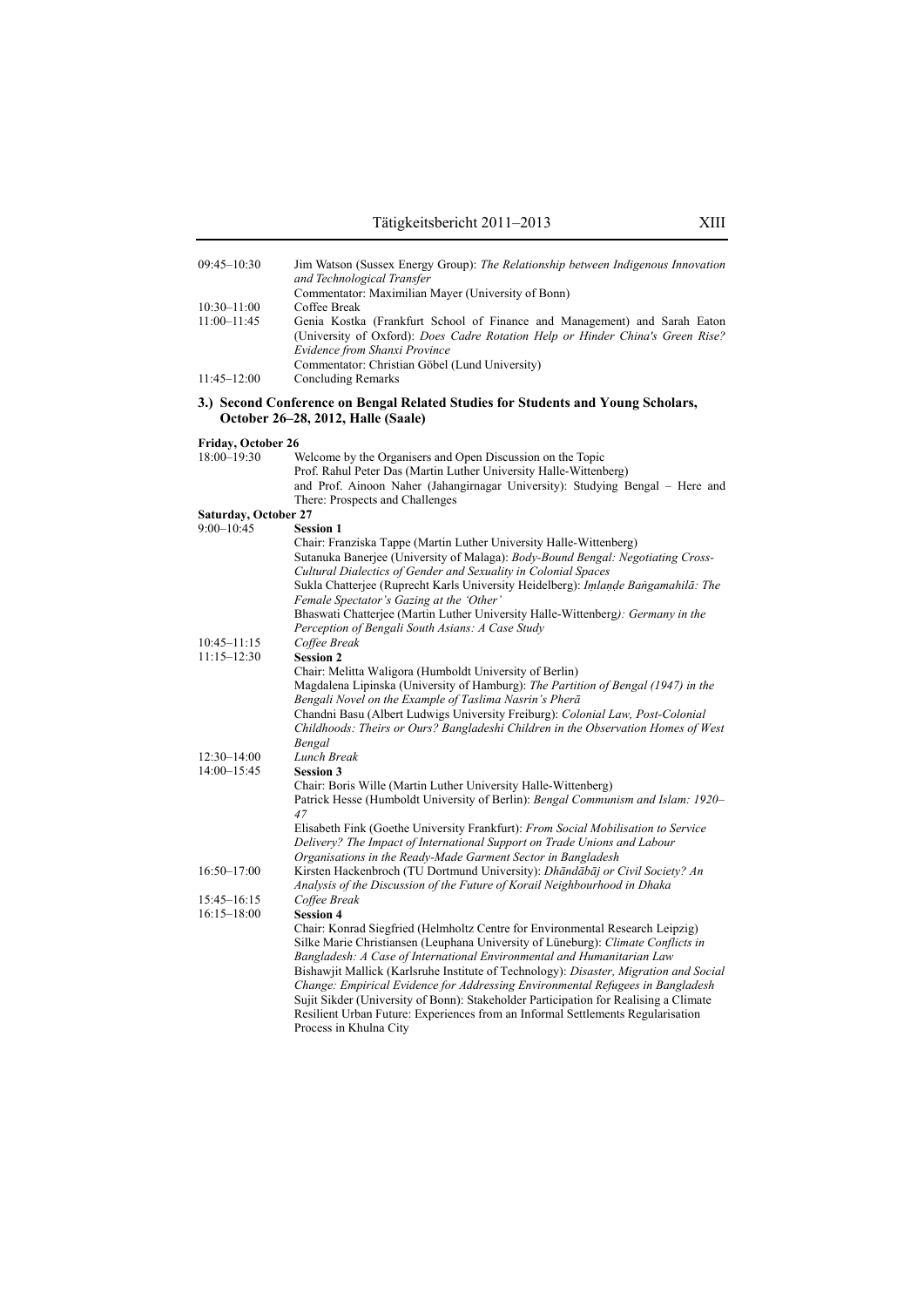| | |
|---|---|
| 09:45–10:30 | Jim Watson (Sussex Energy Group): *The Relationship between Indigenous Innovation and Technological Transfer*<br>Commentator: Maximilian Mayer (University of Bonn) |
| 10:30–11:00 | Coffee Break |
| 11:00–11:45 | Genia Kostka (Frankfurt School of Finance and Management) and Sarah Eaton (University of Oxford): *Does Cadre Rotation Help or Hinder China's Green Rise? Evidence from Shanxi Province*<br>Commentator: Christian Göbel (Lund University) |
| 11:45–12:00 | Concluding Remarks |

### 3.) Second Conference on Bengal Related Studies for Students and Young Scholars, October 26–28, 2012, Halle (Saale)

**Friday, October 26**

| | |
|---|---|
| 18:00–19:30 | Welcome by the Organisers and Open Discussion on the Topic<br>Prof. Rahul Peter Das (Martin Luther University Halle-Wittenberg) and Prof. Ainoon Naher (Jahangirnagar University): Studying Bengal – Here and There: Prospects and Challenges |

**Saturday, October 27**

| | |
|---|---|
| 9:00–10:45 | **Session 1**<br>Chair: Franziska Tappe (Martin Luther University Halle-Wittenberg)<br>Sutanuka Banerjee (University of Malaga): *Body-Bound Bengal: Negotiating Cross-Cultural Dialectics of Gender and Sexuality in Colonial Spaces*<br>Sukla Chatterjee (Ruprecht Karls University Heidelberg): *Iṃlaṇḍe Baṅgamahilā: The Female Spectator's Gazing at the 'Other'*<br>Bhaswati Chatterjee (Martin Luther University Halle-Wittenberg*): Germany in the Perception of Bengali South Asians: A Case Study* |
| 10:45–11:15 | *Coffee Break* |
| 11:15–12:30 | **Session 2**<br>Chair: Melitta Waligora (Humboldt University of Berlin)<br>Magdalena Lipinska (University of Hamburg): *The Partition of Bengal (1947) in the Bengali Novel on the Example of Taslima Nasrin's Pherā*<br>Chandni Basu (Albert Ludwigs University Freiburg): *Colonial Law, Post-Colonial Childhoods: Theirs or Ours? Bangladeshi Children in the Observation Homes of West Bengal* |
| 12:30–14:00 | *Lunch Break* |
| 14:00–15:45 | **Session 3**<br>Chair: Boris Wille (Martin Luther University Halle-Wittenberg)<br>Patrick Hesse (Humboldt University of Berlin): *Bengal Communism and Islam: 1920–47*<br>Elisabeth Fink (Goethe University Frankfurt): *From Social Mobilisation to Service Delivery? The Impact of International Support on Trade Unions and Labour Organisations in the Ready-Made Garment Sector in Bangladesh* |
| 16:50–17:00 | Kirsten Hackenbroch (TU Dortmund University): *Dhāndābāj or Civil Society? An Analysis of the Discussion of the Future of Korail Neighbourhood in Dhaka* |
| 15:45–16:15 | *Coffee Break* |
| 16:15–18:00 | **Session 4**<br>Chair: Konrad Siegfried (Helmholtz Centre for Environmental Research Leipzig)<br>Silke Marie Christiansen (Leuphana University of Lüneburg): *Climate Conflicts in Bangladesh: A Case of International Environmental and Humanitarian Law*<br>Bishawjit Mallick (Karlsruhe Institute of Technology): *Disaster, Migration and Social Change: Empirical Evidence for Addressing Environmental Refugees in Bangladesh*<br>Sujit Sikder (University of Bonn): Stakeholder Participation for Realising a Climate Resilient Urban Future: Experiences from an Informal Settlements Regularisation Process in Khulna City |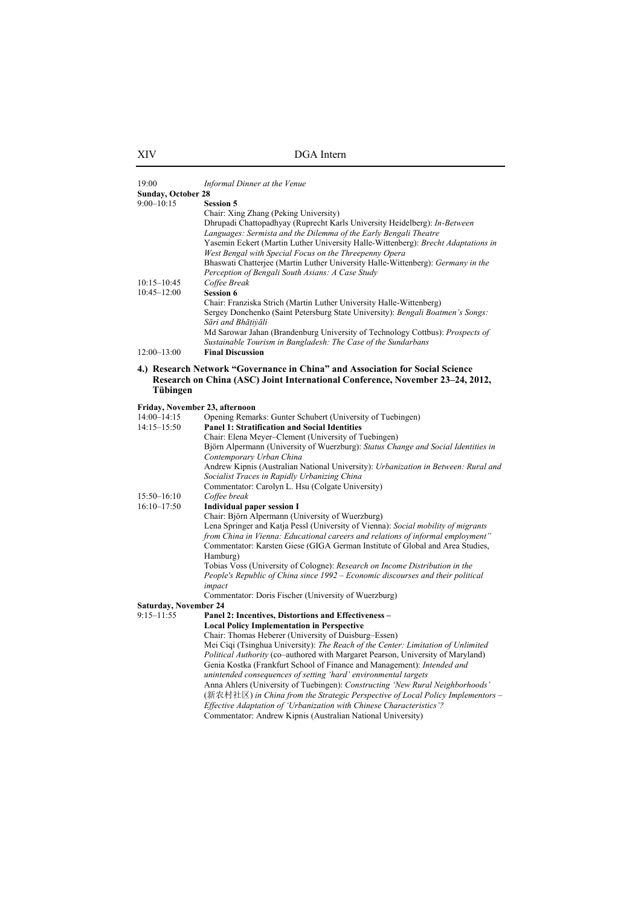19:00 *Informal Dinner at the Venue*

**Sunday, October 28**

9:00–10:15 **Session 5**
Chair: Xing Zhang (Peking University)
Dhrupadi Chattopadhyay (Ruprecht Karls University Heidelberg): *In-Between Languages: Sermista and the Dilemma of the Early Bengali Theatre*
Yasemin Eckert (Martin Luther University Halle-Wittenberg): *Brecht Adaptations in West Bengal with Special Focus on the Threepenny Opera*
Bhaswati Chatterjee (Martin Luther University Halle-Wittenberg): *Germany in the Perception of Bengali South Asians: A Case Study*

10:15–10:45 *Coffee Break*

10:45–12:00 **Session 6**
Chair: Franziska Strich (Martin Luther University Halle-Wittenberg)
Sergey Donchenko (Saint Petersburg State University): *Bengali Boatmen's Songs: Sāri and Bhāṭiyāli*
Md Sarowar Jahan (Brandenburg University of Technology Cottbus): *Prospects of Sustainable Tourism in Bangladesh: The Case of the Sundarbans*

12:00–13:00 **Final Discussion**

## 4.) Research Network "Governance in China" and Association for Social Science Research on China (ASC) Joint International Conference, November 23–24, 2012, Tübingen

**Friday, November 23, afternoon**

14:00–14:15 Opening Remarks: Gunter Schubert (University of Tuebingen)

14:15–15:50 **Panel 1: Stratification and Social Identities**
Chair: Elena Meyer–Clement (University of Tuebingen)
Björn Alpermann (University of Wuerzburg): *Status Change and Social Identities in Contemporary Urban China*
Andrew Kipnis (Australian National University): *Urbanization in Between: Rural and Socialist Traces in Rapidly Urbanizing China*
Commentator: Carolyn L. Hsu (Colgate University)

15:50–16:10 *Coffee break*

16:10–17:50 **Individual paper session I**
Chair: Björn Alpermann (University of Wuerzburg)
Lena Springer and Katja Pessl (University of Vienna): *Social mobility of migrants from China in Vienna: Educational careers and relations of informal employment"*
Commentator: Karsten Giese (GIGA German Institute of Global and Area Studies, Hamburg)
Tobias Voss (University of Cologne): *Research on Income Distribution in the People's Republic of China since 1992 – Economic discourses and their political impact*
Commentator: Doris Fischer (University of Wuerzburg)

**Saturday, November 24**

9:15–11:55 **Panel 2: Incentives, Distortions and Effectiveness – Local Policy Implementation in Perspective**
Chair: Thomas Heberer (University of Duisburg–Essen)
Mei Ciqi (Tsinghua University): *The Reach of the Center: Limitation of Unlimited Political Authority* (co–authored with Margaret Pearson, University of Maryland)
Genia Kostka (Frankfurt School of Finance and Management): *Intended and unintended consequences of setting 'hard' environmental targets*
Anna Ahlers (University of Tuebingen): *Constructing 'New Rural Neighborhoods'* (新农村社区) *in China from the Strategic Perspective of Local Policy Implementors – Effective Adaptation of 'Urbanization with Chinese Characteristics'?*
Commentator: Andrew Kipnis (Australian National University)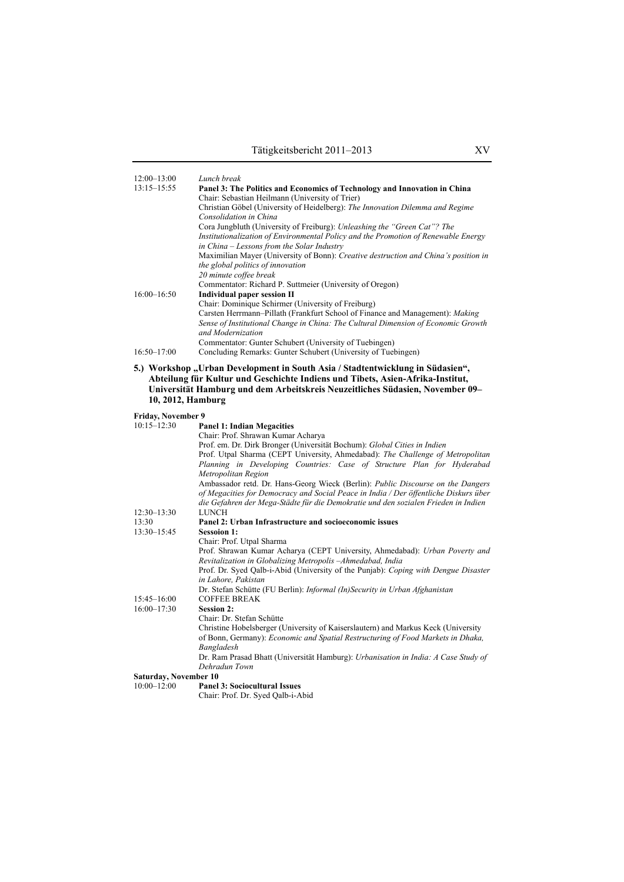| | |
|---|---|
| 12:00–13:00 | *Lunch break* |
| 13:15–15:55 | **Panel 3: The Politics and Economics of Technology and Innovation in China**<br>Chair: Sebastian Heilmann (University of Trier)<br>Christian Göbel (University of Heidelberg): *The Innovation Dilemma and Regime Consolidation in China*<br>Cora Jungbluth (University of Freiburg): *Unleashing the "Green Cat"? The Institutionalization of Environmental Policy and the Promotion of Renewable Energy in China – Lessons from the Solar Industry*<br>Maximilian Mayer (University of Bonn): *Creative destruction and China's position in the global politics of innovation*<br>*20 minute coffee break*<br>Commentator: Richard P. Suttmeier (University of Oregon) |
| 16:00–16:50 | **Individual paper session II**<br>Chair: Dominique Schirmer (University of Freiburg)<br>Carsten Herrmann–Pillath (Frankfurt School of Finance and Management): *Making Sense of Institutional Change in China: The Cultural Dimension of Economic Growth and Modernization*<br>Commentator: Gunter Schubert (University of Tuebingen) |
| 16:50–17:00 | Concluding Remarks: Gunter Schubert (University of Tuebingen) |

**5.) Workshop „Urban Development in South Asia / Stadtentwicklung in Südasien", Abteilung für Kultur und Geschichte Indiens und Tibets, Asien-Afrika-Institut, Universität Hamburg und dem Arbeitskreis Neuzeitliches Südasien, November 09–10, 2012, Hamburg**

**Friday, November 9**

| | |
|---|---|
| 10:15–12:30 | **Panel 1: Indian Megacities**<br>Chair: Prof. Shrawan Kumar Acharya<br>Prof. em. Dr. Dirk Bronger (Universität Bochum): *Global Cities in Indien*<br>Prof. Utpal Sharma (CEPT University, Ahmedabad): *The Challenge of Metropolitan Planning in Developing Countries: Case of Structure Plan for Hyderabad Metropolitan Region*<br>Ambassador retd. Dr. Hans-Georg Wieck (Berlin): *Public Discourse on the Dangers of Megacities for Democracy and Social Peace in India / Der öffentliche Diskurs über die Gefahren der Mega-Städte für die Demokratie und den sozialen Frieden in Indien* |
| 12:30–13:30 | LUNCH |
| 13:30 | **Panel 2: Urban Infrastructure and socioeconomic issues** |
| 13:30–15:45 | **Sessoion 1:**<br>Chair: Prof. Utpal Sharma<br>Prof. Shrawan Kumar Acharya (CEPT University, Ahmedabad): *Urban Poverty and Revitalization in Globalizing Metropolis –Ahmedabad, India*<br>Prof. Dr. Syed Qalb-i-Abid (University of the Punjab): *Coping with Dengue Disaster in Lahore, Pakistan*<br>Dr. Stefan Schütte (FU Berlin): *Informal (In)Security in Urban Afghanistan* |
| 15:45–16:00 | COFFEE BREAK |
| 16:00–17:30 | **Session 2:**<br>Chair: Dr. Stefan Schütte<br>Christine Hobelsberger (University of Kaiserslautern) and Markus Keck (University of Bonn, Germany): *Economic and Spatial Restructuring of Food Markets in Dhaka, Bangladesh*<br>Dr. Ram Prasad Bhatt (Universität Hamburg): *Urbanisation in India: A Case Study of Dehradun Town* |

**Saturday, November 10**

| | |
|---|---|
| 10:00–12:00 | **Panel 3: Sociocultural Issues**<br>Chair: Prof. Dr. Syed Qalb-i-Abid |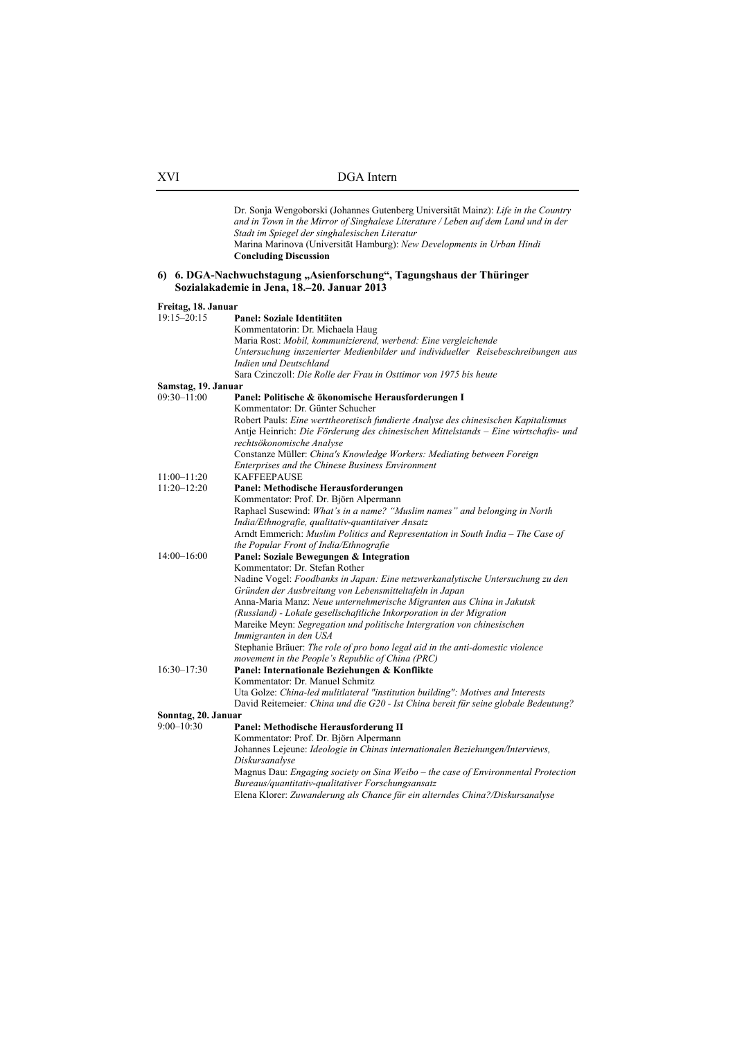Dr. Sonja Wengoborski (Johannes Gutenberg Universität Mainz): *Life in the Country and in Town in the Mirror of Singhalese Literature / Leben auf dem Land und in der Stadt im Spiegel der singhalesischen Literatur*
Marina Marinova (Universität Hamburg): *New Developments in Urban Hindi*
**Concluding Discussion**

### 6) 6. DGA-Nachwuchstagung „Asienforschung", Tagungshaus der Thüringer Sozialakademie in Jena, 18.–20. Januar 2013

**Freitag, 18. Januar**

19:15–20:15 **Panel: Soziale Identitäten**
Kommentatorin: Dr. Michaela Haug
Maria Rost: *Mobil, kommunizierend, werbend: Eine vergleichende Untersuchung inszenierter Medienbilder und individueller Reisebeschreibungen aus Indien und Deutschland*
Sara Czinczoll: *Die Rolle der Frau in Osttimor von 1975 bis heute*

**Samstag, 19. Januar**

09:30–11:00 **Panel: Politische & ökonomische Herausforderungen I**
Kommentator: Dr. Günter Schucher
Robert Pauls: *Eine werttheoretisch fundierte Analyse des chinesischen Kapitalismus*
Antje Heinrich: *Die Förderung des chinesischen Mittelstands – Eine wirtschafts- und rechtsökonomische Analyse*
Constanze Müller: *China's Knowledge Workers: Mediating between Foreign Enterprises and the Chinese Business Environment*

11:00–11:20 KAFFEEPAUSE

11:20–12:20 **Panel: Methodische Herausforderungen**
Kommentator: Prof. Dr. Björn Alpermann
Raphael Susewind: *What's in a name? "Muslim names" and belonging in North India/Ethnografie, qualitativ-quantitaiver Ansatz*
Arndt Emmerich: *Muslim Politics and Representation in South India – The Case of the Popular Front of India/Ethnografie*

14:00–16:00 **Panel: Soziale Bewegungen & Integration**
Kommentator: Dr. Stefan Rother
Nadine Vogel: *Foodbanks in Japan: Eine netzwerkanalytische Untersuchung zu den Gründen der Ausbreitung von Lebensmitteltafeln in Japan*
Anna-Maria Manz: *Neue unternehmerische Migranten aus China in Jakutsk (Russland) - Lokale gesellschaftliche Inkorporation in der Migration*
Mareike Meyn: *Segregation und politische Intergration von chinesischen Immigranten in den USA*
Stephanie Bräuer: *The role of pro bono legal aid in the anti-domestic violence movement in the People's Republic of China (PRC)*

16:30–17:30 **Panel: Internationale Beziehungen & Konflikte**
Kommentator: Dr. Manuel Schmitz
Uta Golze: *China-led mulitlateral "institution building": Motives and Interests*
David Reitemeier*: China und die G20 - Ist China bereit für seine globale Bedeutung?*

**Sonntag, 20. Januar**

9:00–10:30 **Panel: Methodische Herausforderung II**
Kommentator: Prof. Dr. Björn Alpermann
Johannes Lejeune: *Ideologie in Chinas internationalen Beziehungen/Interviews, Diskursanalyse*
Magnus Dau: *Engaging society on Sina Weibo – the case of Environmental Protection Bureaus/quantitativ-qualitativer Forschungsansatz*
Elena Klorer: *Zuwanderung als Chance für ein alterndes China?/Diskursanalyse*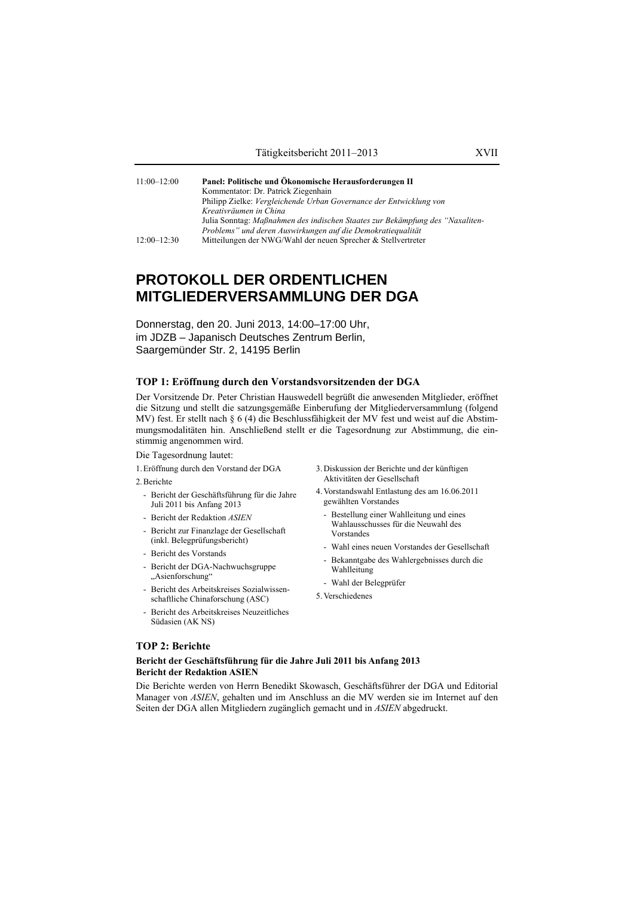| | | |
|---|---|---|
| 11:00–12:00 | **Panel: Politische und Ökonomische Herausforderungen II**<br>Kommentator: Dr. Patrick Ziegenhain<br>Philipp Zielke: *Vergleichende Urban Governance der Entwicklung von Kreativräumen in China*<br>Julia Sonntag: *Maßnahmen des indischen Staates zur Bekämpfung des "Naxaliten-Problems" und deren Auswirkungen auf die Demokratiequalität* |
| 12:00–12:30 | Mitteilungen der NWG/Wahl der neuen Sprecher & Stellvertreter |

# PROTOKOLL DER ORDENTLICHEN MITGLIEDERVERSAMMLUNG DER DGA

Donnerstag, den 20. Juni 2013, 14:00–17:00 Uhr,
im JDZB – Japanisch Deutsches Zentrum Berlin,
Saargemünder Str. 2, 14195 Berlin

### TOP 1: Eröffnung durch den Vorstandsvorsitzenden der DGA

Der Vorsitzende Dr. Peter Christian Hauswedell begrüßt die anwesenden Mitglieder, eröffnet die Sitzung und stellt die satzungsgemäße Einberufung der Mitgliederversammlung (folgend MV) fest. Er stellt nach § 6 (4) die Beschlussfähigkeit der MV fest und weist auf die Abstimmungsmodalitäten hin. Anschließend stellt er die Tagesordnung zur Abstimmung, die einstimmig angenommen wird.

Die Tagesordnung lautet:

1. Eröffnung durch den Vorstand der DGA
2. Berichte
   - Bericht der Geschäftsführung für die Jahre Juli 2011 bis Anfang 2013
   - Bericht der Redaktion *ASIEN*
   - Bericht zur Finanzlage der Gesellschaft (inkl. Belegprüfungsbericht)
   - Bericht des Vorstands
   - Bericht der DGA-Nachwuchsgruppe „Asienforschung"
   - Bericht des Arbeitskreises Sozialwissenschaftliche Chinaforschung (ASC)
   - Bericht des Arbeitskreises Neuzeitliches Südasien (AK NS)
3. Diskussion der Berichte und der künftigen Aktivitäten der Gesellschaft
4. Vorstandswahl Entlastung des am 16.06.2011 gewählten Vorstandes
   - Bestellung einer Wahlleitung und eines Wahlausschusses für die Neuwahl des Vorstandes
   - Wahl eines neuen Vorstandes der Gesellschaft
   - Bekanntgabe des Wahlergebnisses durch die Wahlleitung
   - Wahl der Belegprüfer
5. Verschiedenes

### TOP 2: Berichte

**Bericht der Geschäftsführung für die Jahre Juli 2011 bis Anfang 2013**
**Bericht der Redaktion ASIEN**

Die Berichte werden von Herrn Benedikt Skowasch, Geschäftsführer der DGA und Editorial Manager von *ASIEN*, gehalten und im Anschluss an die MV werden sie im Internet auf den Seiten der DGA allen Mitgliedern zugänglich gemacht und in *ASIEN* abgedruckt.